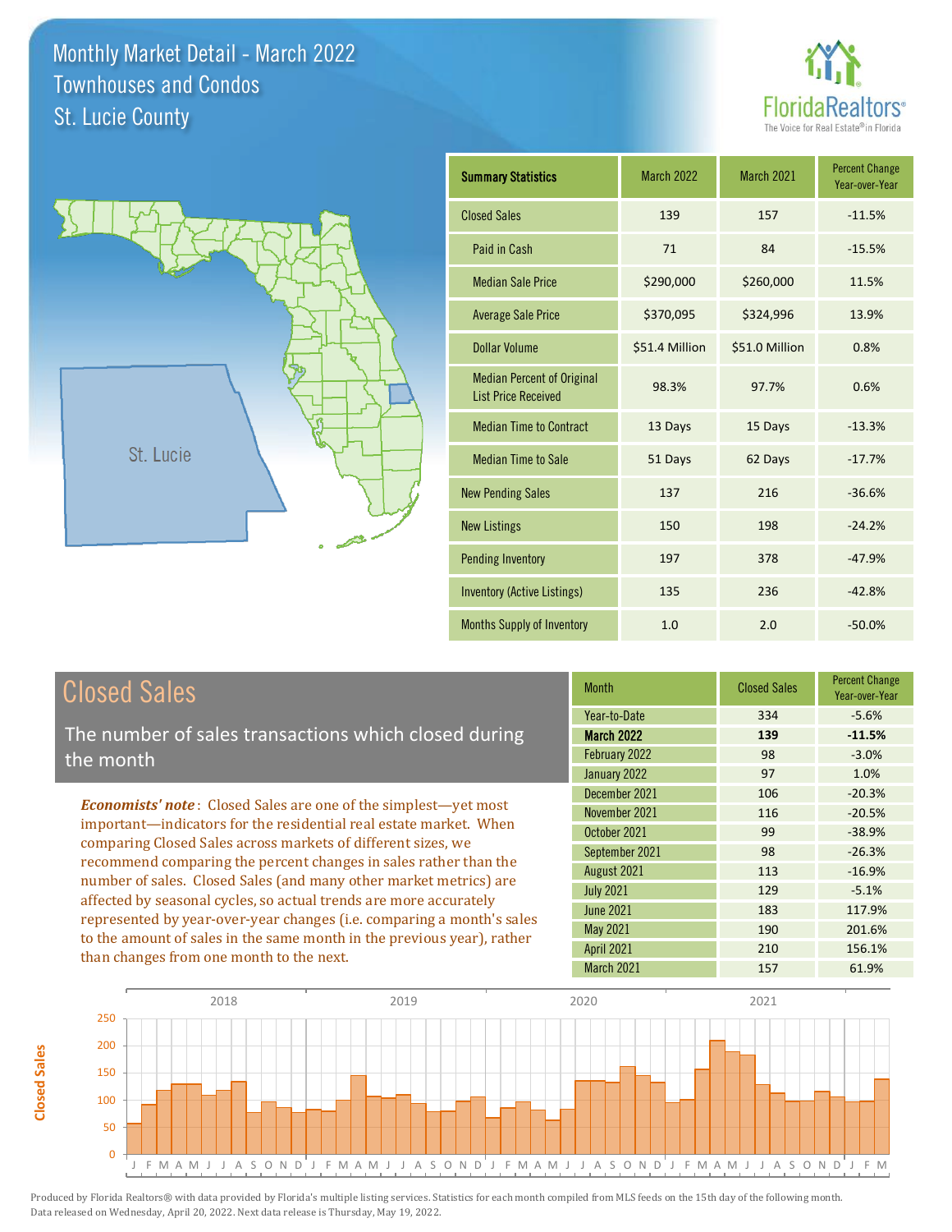# Monthly Market Detail - March 2022
## Townhouses and Condos
## St. Lucie County

FloridaRealtors®
The Voice for Real Estate® in Florida

St. Lucie

| Summary Statistics | March 2022 | March 2021 | Percent Change Year-over-Year |
|---|---|---|---|
| Closed Sales | 139 | 157 | -11.5% |
| Paid in Cash | 71 | 84 | -15.5% |
| Median Sale Price | $290,000 | $260,000 | 11.5% |
| Average Sale Price | $370,095 | $324,996 | 13.9% |
| Dollar Volume | $51.4 Million | $51.0 Million | 0.8% |
| Median Percent of Original List Price Received | 98.3% | 97.7% | 0.6% |
| Median Time to Contract | 13 Days | 15 Days | -13.3% |
| Median Time to Sale | 51 Days | 62 Days | -17.7% |
| New Pending Sales | 137 | 216 | -36.6% |
| New Listings | 150 | 198 | -24.2% |
| Pending Inventory | 197 | 378 | -47.9% |
| Inventory (Active Listings) | 135 | 236 | -42.8% |
| Months Supply of Inventory | 1.0 | 2.0 | -50.0% |

## Closed Sales

The number of sales transactions which closed during the month

***Economists' note***: Closed Sales are one of the simplest—yet most important—indicators for the residential real estate market. When comparing Closed Sales across markets of different sizes, we recommend comparing the percent changes in sales rather than the number of sales. Closed Sales (and many other market metrics) are affected by seasonal cycles, so actual trends are more accurately represented by year-over-year changes (i.e. comparing a month's sales to the amount of sales in the same month in the previous year), rather than changes from one month to the next.

| Month | Closed Sales | Percent Change Year-over-Year |
|---|---|---|
| Year-to-Date | 334 | -5.6% |
| **March 2022** | **139** | **-11.5%** |
| February 2022 | 98 | -3.0% |
| January 2022 | 97 | 1.0% |
| December 2021 | 106 | -20.3% |
| November 2021 | 116 | -20.5% |
| October 2021 | 99 | -38.9% |
| September 2021 | 98 | -26.3% |
| August 2021 | 113 | -16.9% |
| July 2021 | 129 | -5.1% |
| June 2021 | 183 | 117.9% |
| May 2021 | 190 | 201.6% |
| April 2021 | 210 | 156.1% |
| March 2021 | 157 | 61.9% |

Produced by Florida Realtors® with data provided by Florida's multiple listing services. Statistics for each month compiled from MLS feeds on the 15th day of the following month. Data released on Wednesday, April 20, 2022. Next data release is Thursday, May 19, 2022.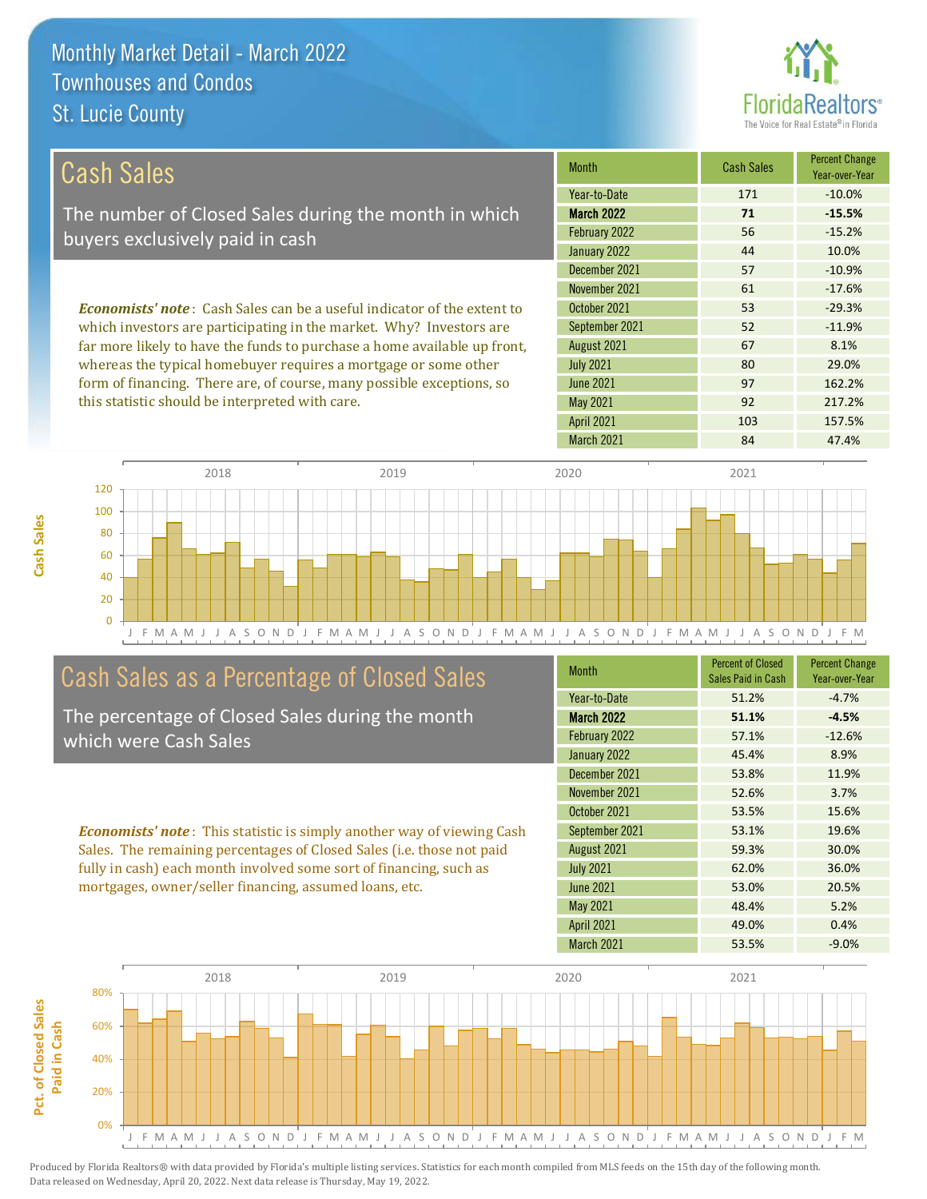# Monthly Market Detail - March 2022
## Townhouses and Condos
## St. Lucie County

## Cash Sales

The number of Closed Sales during the month in which buyers exclusively paid in cash

***Economists' note***: Cash Sales can be a useful indicator of the extent to which investors are participating in the market. Why? Investors are far more likely to have the funds to purchase a home available up front, whereas the typical homebuyer requires a mortgage or some other form of financing. There are, of course, many possible exceptions, so this statistic should be interpreted with care.

| Month | Cash Sales | Percent Change Year-over-Year |
|---|---|---|
| Year-to-Date | 171 | -10.0% |
| **March 2022** | **71** | **-15.5%** |
| February 2022 | 56 | -15.2% |
| January 2022 | 44 | 10.0% |
| December 2021 | 57 | -10.9% |
| November 2021 | 61 | -17.6% |
| October 2021 | 53 | -29.3% |
| September 2021 | 52 | -11.9% |
| August 2021 | 67 | 8.1% |
| July 2021 | 80 | 29.0% |
| June 2021 | 97 | 162.2% |
| May 2021 | 92 | 217.2% |
| April 2021 | 103 | 157.5% |
| March 2021 | 84 | 47.4% |

## Cash Sales as a Percentage of Closed Sales

The percentage of Closed Sales during the month which were Cash Sales

***Economists' note***: This statistic is simply another way of viewing Cash Sales. The remaining percentages of Closed Sales (i.e. those not paid fully in cash) each month involved some sort of financing, such as mortgages, owner/seller financing, assumed loans, etc.

| Month | Percent of Closed Sales Paid in Cash | Percent Change Year-over-Year |
|---|---|---|
| Year-to-Date | 51.2% | -4.7% |
| **March 2022** | **51.1%** | **-4.5%** |
| February 2022 | 57.1% | -12.6% |
| January 2022 | 45.4% | 8.9% |
| December 2021 | 53.8% | 11.9% |
| November 2021 | 52.6% | 3.7% |
| October 2021 | 53.5% | 15.6% |
| September 2021 | 53.1% | 19.6% |
| August 2021 | 59.3% | 30.0% |
| July 2021 | 62.0% | 36.0% |
| June 2021 | 53.0% | 20.5% |
| May 2021 | 48.4% | 5.2% |
| April 2021 | 49.0% | 0.4% |
| March 2021 | 53.5% | -9.0% |

Produced by Florida Realtors® with data provided by Florida's multiple listing services. Statistics for each month compiled from MLS feeds on the 15th day of the following month. Data released on Wednesday, April 20, 2022. Next data release is Thursday, May 19, 2022.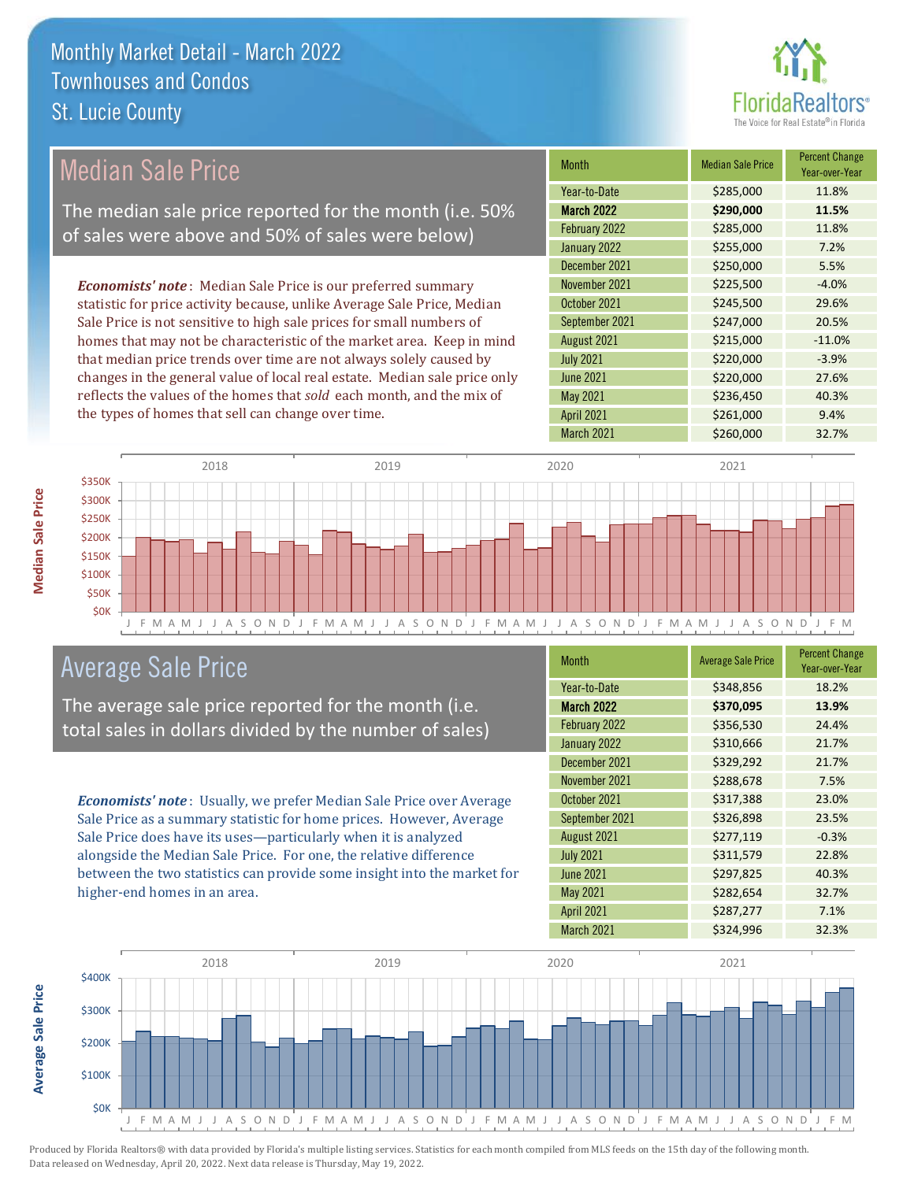# Monthly Market Detail - March 2022
## Townhouses and Condos
## St. Lucie County

## Median Sale Price

The median sale price reported for the month (i.e. 50% of sales were above and 50% of sales were below)

***Economists' note***: Median Sale Price is our preferred summary statistic for price activity because, unlike Average Sale Price, Median Sale Price is not sensitive to high sale prices for small numbers of homes that may not be characteristic of the market area. Keep in mind that median price trends over time are not always solely caused by changes in the general value of local real estate. Median sale price only reflects the values of the homes that *sold* each month, and the mix of the types of homes that sell can change over time.

| Month | Median Sale Price | Percent Change Year-over-Year |
|---|---|---|
| Year-to-Date | $285,000 | 11.8% |
| **March 2022** | **$290,000** | **11.5%** |
| February 2022 | $285,000 | 11.8% |
| January 2022 | $255,000 | 7.2% |
| December 2021 | $250,000 | 5.5% |
| November 2021 | $225,500 | -4.0% |
| October 2021 | $245,500 | 29.6% |
| September 2021 | $247,000 | 20.5% |
| August 2021 | $215,000 | -11.0% |
| July 2021 | $220,000 | -3.9% |
| June 2021 | $220,000 | 27.6% |
| May 2021 | $236,450 | 40.3% |
| April 2021 | $261,000 | 9.4% |
| March 2021 | $260,000 | 32.7% |

## Average Sale Price

The average sale price reported for the month (i.e. total sales in dollars divided by the number of sales)

***Economists' note***: Usually, we prefer Median Sale Price over Average Sale Price as a summary statistic for home prices. However, Average Sale Price does have its uses—particularly when it is analyzed alongside the Median Sale Price. For one, the relative difference between the two statistics can provide some insight into the market for higher-end homes in an area.

| Month | Average Sale Price | Percent Change Year-over-Year |
|---|---|---|
| Year-to-Date | $348,856 | 18.2% |
| **March 2022** | **$370,095** | **13.9%** |
| February 2022 | $356,530 | 24.4% |
| January 2022 | $310,666 | 21.7% |
| December 2021 | $329,292 | 21.7% |
| November 2021 | $288,678 | 7.5% |
| October 2021 | $317,388 | 23.0% |
| September 2021 | $326,898 | 23.5% |
| August 2021 | $277,119 | -0.3% |
| July 2021 | $311,579 | 22.8% |
| June 2021 | $297,825 | 40.3% |
| May 2021 | $282,654 | 32.7% |
| April 2021 | $287,277 | 7.1% |
| March 2021 | $324,996 | 32.3% |

Produced by Florida Realtors® with data provided by Florida's multiple listing services. Statistics for each month compiled from MLS feeds on the 15th day of the following month. Data released on Wednesday, April 20, 2022. Next data release is Thursday, May 19, 2022.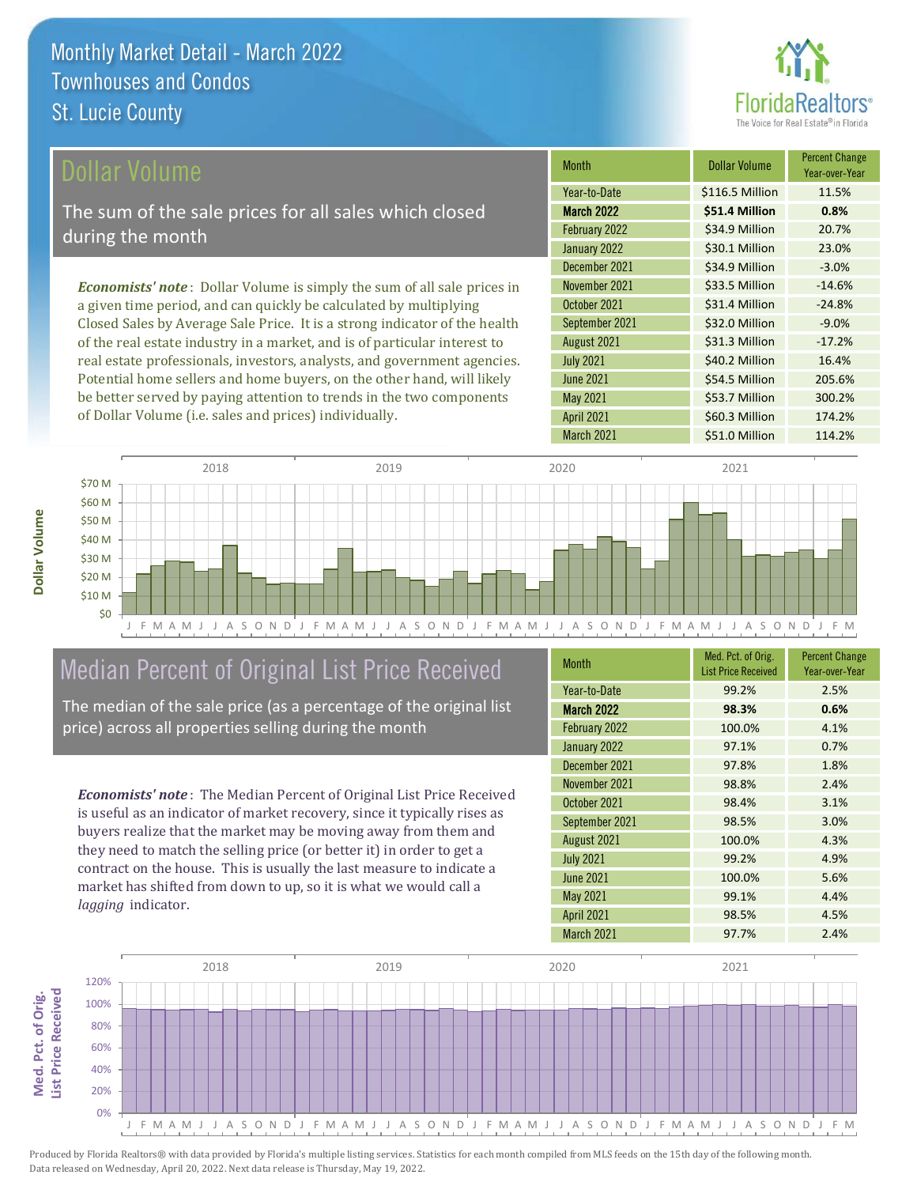# Monthly Market Detail - March 2022
## Townhouses and Condos
## St. Lucie County

## Dollar Volume

The sum of the sale prices for all sales which closed during the month

***Economists' note***: Dollar Volume is simply the sum of all sale prices in a given time period, and can quickly be calculated by multiplying Closed Sales by Average Sale Price. It is a strong indicator of the health of the real estate industry in a market, and is of particular interest to real estate professionals, investors, analysts, and government agencies. Potential home sellers and home buyers, on the other hand, will likely be better served by paying attention to trends in the two components of Dollar Volume (i.e. sales and prices) individually.

| Month | Dollar Volume | Percent Change Year-over-Year |
|---|---|---|
| Year-to-Date | $116.5 Million | 11.5% |
| **March 2022** | **$51.4 Million** | **0.8%** |
| February 2022 | $34.9 Million | 20.7% |
| January 2022 | $30.1 Million | 23.0% |
| December 2021 | $34.9 Million | -3.0% |
| November 2021 | $33.5 Million | -14.6% |
| October 2021 | $31.4 Million | -24.8% |
| September 2021 | $32.0 Million | -9.0% |
| August 2021 | $31.3 Million | -17.2% |
| July 2021 | $40.2 Million | 16.4% |
| June 2021 | $54.5 Million | 205.6% |
| May 2021 | $53.7 Million | 300.2% |
| April 2021 | $60.3 Million | 174.2% |
| March 2021 | $51.0 Million | 114.2% |

## Median Percent of Original List Price Received

The median of the sale price (as a percentage of the original list price) across all properties selling during the month

***Economists' note***: The Median Percent of Original List Price Received is useful as an indicator of market recovery, since it typically rises as buyers realize that the market may be moving away from them and they need to match the selling price (or better it) in order to get a contract on the house. This is usually the last measure to indicate a market has shifted from down to up, so it is what we would call a *lagging* indicator.

| Month | Med. Pct. of Orig. List Price Received | Percent Change Year-over-Year |
|---|---|---|
| Year-to-Date | 99.2% | 2.5% |
| **March 2022** | **98.3%** | **0.6%** |
| February 2022 | 100.0% | 4.1% |
| January 2022 | 97.1% | 0.7% |
| December 2021 | 97.8% | 1.8% |
| November 2021 | 98.8% | 2.4% |
| October 2021 | 98.4% | 3.1% |
| September 2021 | 98.5% | 3.0% |
| August 2021 | 100.0% | 4.3% |
| July 2021 | 99.2% | 4.9% |
| June 2021 | 100.0% | 5.6% |
| May 2021 | 99.1% | 4.4% |
| April 2021 | 98.5% | 4.5% |
| March 2021 | 97.7% | 2.4% |

Produced by Florida Realtors® with data provided by Florida's multiple listing services. Statistics for each month compiled from MLS feeds on the 15th day of the following month. Data released on Wednesday, April 20, 2022. Next data release is Thursday, May 19, 2022.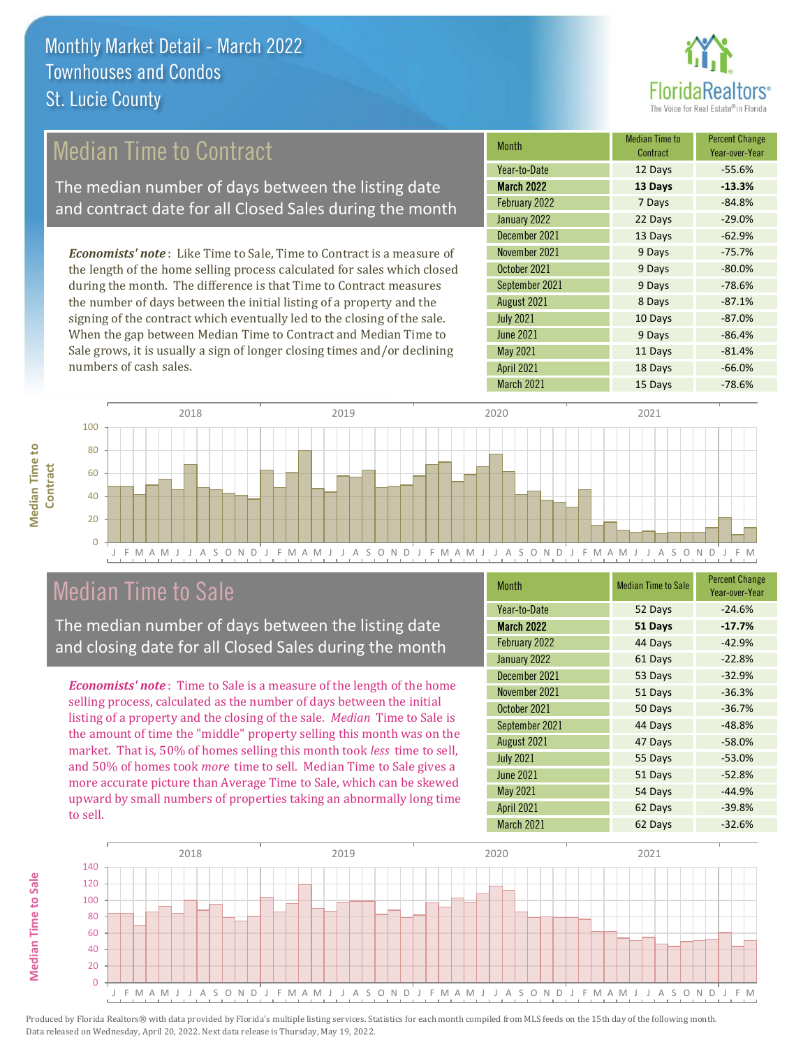# Monthly Market Detail - March 2022
## Townhouses and Condos
## St. Lucie County

## Median Time to Contract

The median number of days between the listing date and contract date for all Closed Sales during the month

***Economists' note***: Like Time to Sale, Time to Contract is a measure of the length of the home selling process calculated for sales which closed during the month. The difference is that Time to Contract measures the number of days between the initial listing of a property and the signing of the contract which eventually led to the closing of the sale. When the gap between Median Time to Contract and Median Time to Sale grows, it is usually a sign of longer closing times and/or declining numbers of cash sales.

| Month | Median Time to Contract | Percent Change Year-over-Year |
|---|---|---|
| Year-to-Date | 12 Days | -55.6% |
| **March 2022** | **13 Days** | **-13.3%** |
| February 2022 | 7 Days | -84.8% |
| January 2022 | 22 Days | -29.0% |
| December 2021 | 13 Days | -62.9% |
| November 2021 | 9 Days | -75.7% |
| October 2021 | 9 Days | -80.0% |
| September 2021 | 9 Days | -78.6% |
| August 2021 | 8 Days | -87.1% |
| July 2021 | 10 Days | -87.0% |
| June 2021 | 9 Days | -86.4% |
| May 2021 | 11 Days | -81.4% |
| April 2021 | 18 Days | -66.0% |
| March 2021 | 15 Days | -78.6% |

## Median Time to Sale

The median number of days between the listing date and closing date for all Closed Sales during the month

***Economists' note***: Time to Sale is a measure of the length of the home selling process, calculated as the number of days between the initial listing of a property and the closing of the sale. *Median* Time to Sale is the amount of time the "middle" property selling this month was on the market. That is, 50% of homes selling this month took *less* time to sell, and 50% of homes took *more* time to sell. Median Time to Sale gives a more accurate picture than Average Time to Sale, which can be skewed upward by small numbers of properties taking an abnormally long time to sell.

| Month | Median Time to Sale | Percent Change Year-over-Year |
|---|---|---|
| Year-to-Date | 52 Days | -24.6% |
| **March 2022** | **51 Days** | **-17.7%** |
| February 2022 | 44 Days | -42.9% |
| January 2022 | 61 Days | -22.8% |
| December 2021 | 53 Days | -32.9% |
| November 2021 | 51 Days | -36.3% |
| October 2021 | 50 Days | -36.7% |
| September 2021 | 44 Days | -48.8% |
| August 2021 | 47 Days | -58.0% |
| July 2021 | 55 Days | -53.0% |
| June 2021 | 51 Days | -52.8% |
| May 2021 | 54 Days | -44.9% |
| April 2021 | 62 Days | -39.8% |
| March 2021 | 62 Days | -32.6% |

Produced by Florida Realtors® with data provided by Florida's multiple listing services. Statistics for each month compiled from MLS feeds on the 15th day of the following month. Data released on Wednesday, April 20, 2022. Next data release is Thursday, May 19, 2022.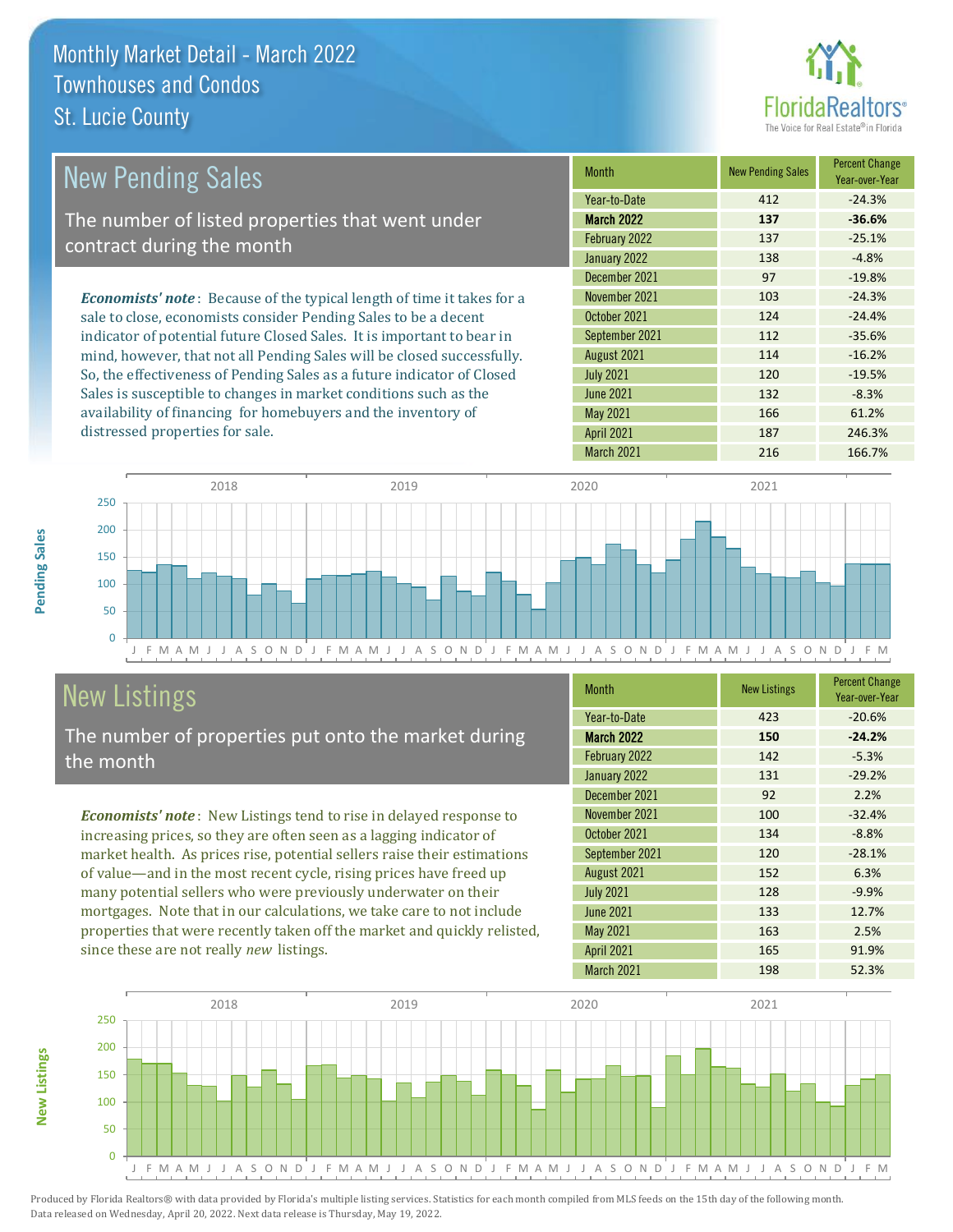# Monthly Market Detail - March 2022
## Townhouses and Condos
## St. Lucie County

## New Pending Sales

The number of listed properties that went under contract during the month

*Economists' note*: Because of the typical length of time it takes for a sale to close, economists consider Pending Sales to be a decent indicator of potential future Closed Sales. It is important to bear in mind, however, that not all Pending Sales will be closed successfully. So, the effectiveness of Pending Sales as a future indicator of Closed Sales is susceptible to changes in market conditions such as the availability of financing for homebuyers and the inventory of distressed properties for sale.

| Month | New Pending Sales | Percent Change Year-over-Year |
|---|---|---|
| Year-to-Date | 412 | -24.3% |
| **March 2022** | **137** | **-36.6%** |
| February 2022 | 137 | -25.1% |
| January 2022 | 138 | -4.8% |
| December 2021 | 97 | -19.8% |
| November 2021 | 103 | -24.3% |
| October 2021 | 124 | -24.4% |
| September 2021 | 112 | -35.6% |
| August 2021 | 114 | -16.2% |
| July 2021 | 120 | -19.5% |
| June 2021 | 132 | -8.3% |
| May 2021 | 166 | 61.2% |
| April 2021 | 187 | 246.3% |
| March 2021 | 216 | 166.7% |

## New Listings

The number of properties put onto the market during the month

*Economists' note*: New Listings tend to rise in delayed response to increasing prices, so they are often seen as a lagging indicator of market health. As prices rise, potential sellers raise their estimations of value—and in the most recent cycle, rising prices have freed up many potential sellers who were previously underwater on their mortgages. Note that in our calculations, we take care to not include properties that were recently taken off the market and quickly relisted, since these are not really *new* listings.

| Month | New Listings | Percent Change Year-over-Year |
|---|---|---|
| Year-to-Date | 423 | -20.6% |
| **March 2022** | **150** | **-24.2%** |
| February 2022 | 142 | -5.3% |
| January 2022 | 131 | -29.2% |
| December 2021 | 92 | 2.2% |
| November 2021 | 100 | -32.4% |
| October 2021 | 134 | -8.8% |
| September 2021 | 120 | -28.1% |
| August 2021 | 152 | 6.3% |
| July 2021 | 128 | -9.9% |
| June 2021 | 133 | 12.7% |
| May 2021 | 163 | 2.5% |
| April 2021 | 165 | 91.9% |
| March 2021 | 198 | 52.3% |

Produced by Florida Realtors® with data provided by Florida's multiple listing services. Statistics for each month compiled from MLS feeds on the 15th day of the following month. Data released on Wednesday, April 20, 2022. Next data release is Thursday, May 19, 2022.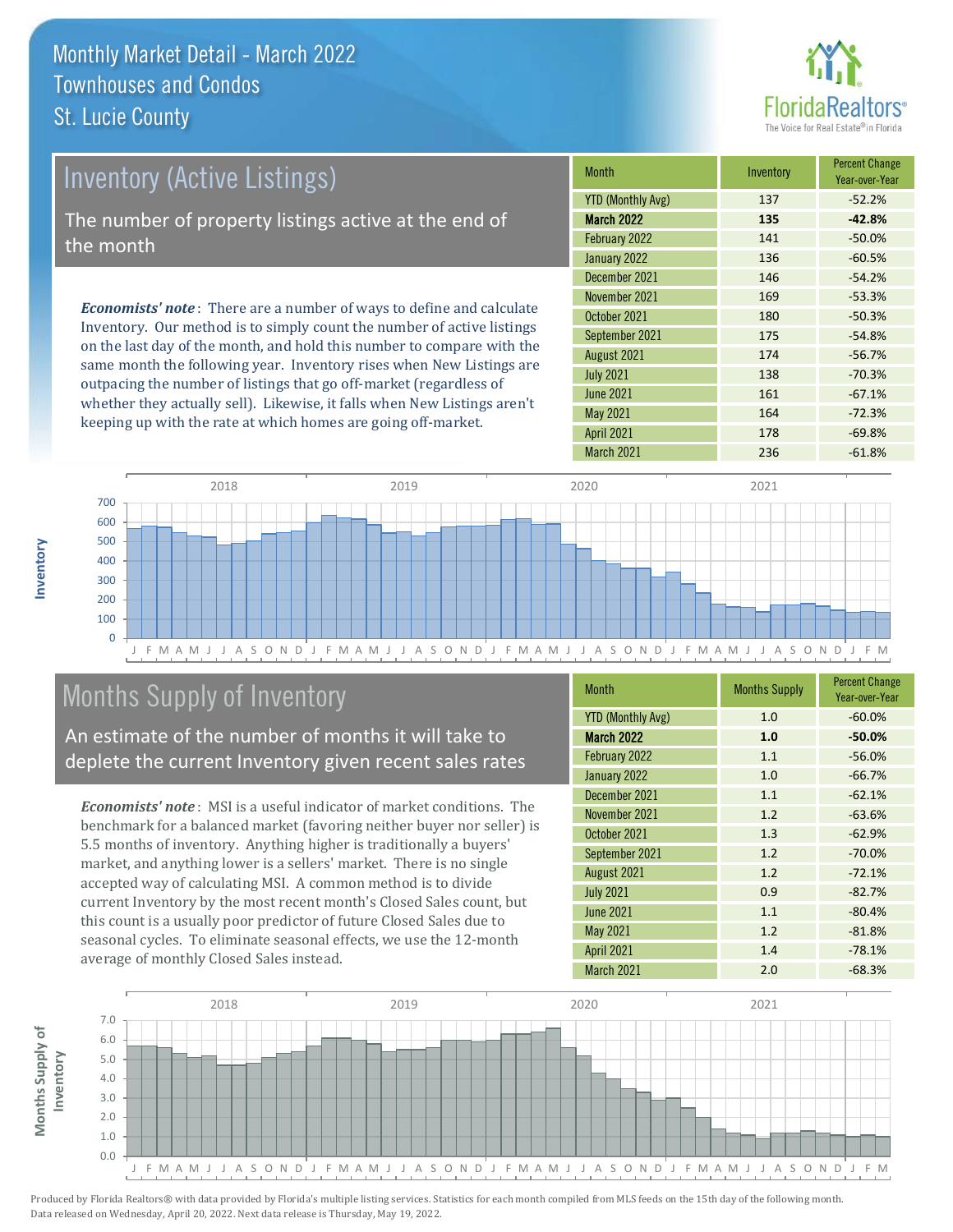# Monthly Market Detail - March 2022
## Townhouses and Condos
## St. Lucie County

## Inventory (Active Listings)

The number of property listings active at the end of the month

***Economists' note***: There are a number of ways to define and calculate Inventory. Our method is to simply count the number of active listings on the last day of the month, and hold this number to compare with the same month the following year. Inventory rises when New Listings are outpacing the number of listings that go off-market (regardless of whether they actually sell). Likewise, it falls when New Listings aren't keeping up with the rate at which homes are going off-market.

| Month | Inventory | Percent Change Year-over-Year |
|---|---|---|
| YTD (Monthly Avg) | 137 | -52.2% |
| **March 2022** | **135** | **-42.8%** |
| February 2022 | 141 | -50.0% |
| January 2022 | 136 | -60.5% |
| December 2021 | 146 | -54.2% |
| November 2021 | 169 | -53.3% |
| October 2021 | 180 | -50.3% |
| September 2021 | 175 | -54.8% |
| August 2021 | 174 | -56.7% |
| July 2021 | 138 | -70.3% |
| June 2021 | 161 | -67.1% |
| May 2021 | 164 | -72.3% |
| April 2021 | 178 | -69.8% |
| March 2021 | 236 | -61.8% |

## Months Supply of Inventory

An estimate of the number of months it will take to deplete the current Inventory given recent sales rates

***Economists' note***: MSI is a useful indicator of market conditions. The benchmark for a balanced market (favoring neither buyer nor seller) is 5.5 months of inventory. Anything higher is traditionally a buyers' market, and anything lower is a sellers' market. There is no single accepted way of calculating MSI. A common method is to divide current Inventory by the most recent month's Closed Sales count, but this count is a usually poor predictor of future Closed Sales due to seasonal cycles. To eliminate seasonal effects, we use the 12-month average of monthly Closed Sales instead.

| Month | Months Supply | Percent Change Year-over-Year |
|---|---|---|
| YTD (Monthly Avg) | 1.0 | -60.0% |
| **March 2022** | **1.0** | **-50.0%** |
| February 2022 | 1.1 | -56.0% |
| January 2022 | 1.0 | -66.7% |
| December 2021 | 1.1 | -62.1% |
| November 2021 | 1.2 | -63.6% |
| October 2021 | 1.3 | -62.9% |
| September 2021 | 1.2 | -70.0% |
| August 2021 | 1.2 | -72.1% |
| July 2021 | 0.9 | -82.7% |
| June 2021 | 1.1 | -80.4% |
| May 2021 | 1.2 | -81.8% |
| April 2021 | 1.4 | -78.1% |
| March 2021 | 2.0 | -68.3% |

Produced by Florida Realtors® with data provided by Florida's multiple listing services. Statistics for each month compiled from MLS feeds on the 15th day of the following month. Data released on Wednesday, April 20, 2022. Next data release is Thursday, May 19, 2022.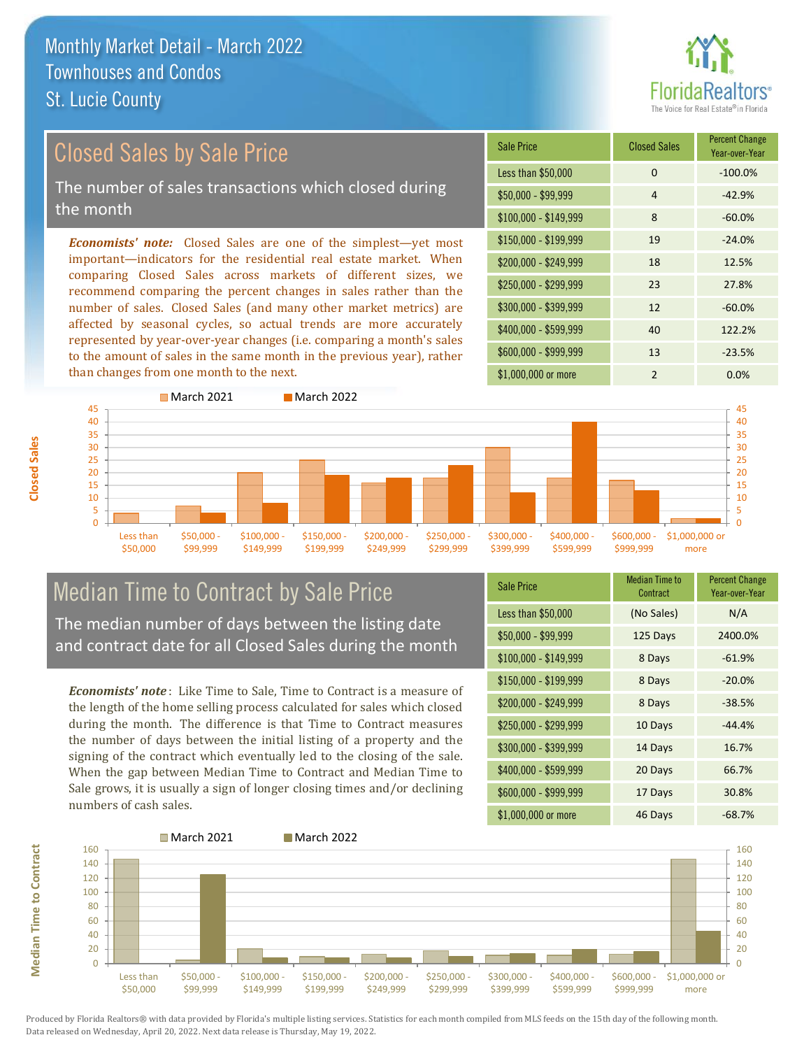# Monthly Market Detail - March 2022
## Townhouses and Condos
## St. Lucie County

## Closed Sales by Sale Price

The number of sales transactions which closed during the month

***Economists' note:*** Closed Sales are one of the simplest—yet most important—indicators for the residential real estate market. When comparing Closed Sales across markets of different sizes, we recommend comparing the percent changes in sales rather than the number of sales. Closed Sales (and many other market metrics) are affected by seasonal cycles, so actual trends are more accurately represented by year-over-year changes (i.e. comparing a month's sales to the amount of sales in the same month in the previous year), rather than changes from one month to the next.

| Sale Price | Closed Sales | Percent Change Year-over-Year |
|---|---|---|
| Less than $50,000 | 0 | -100.0% |
| $50,000 - $99,999 | 4 | -42.9% |
| $100,000 - $149,999 | 8 | -60.0% |
| $150,000 - $199,999 | 19 | -24.0% |
| $200,000 - $249,999 | 18 | 12.5% |
| $250,000 - $299,999 | 23 | 27.8% |
| $300,000 - $399,999 | 12 | -60.0% |
| $400,000 - $599,999 | 40 | 122.2% |
| $600,000 - $999,999 | 13 | -23.5% |
| $1,000,000 or more | 2 | 0.0% |

## Median Time to Contract by Sale Price

The median number of days between the listing date and contract date for all Closed Sales during the month

***Economists' note***: Like Time to Sale, Time to Contract is a measure of the length of the home selling process calculated for sales which closed during the month. The difference is that Time to Contract measures the number of days between the initial listing of a property and the signing of the contract which eventually led to the closing of the sale. When the gap between Median Time to Contract and Median Time to Sale grows, it is usually a sign of longer closing times and/or declining numbers of cash sales.

| Sale Price | Median Time to Contract | Percent Change Year-over-Year |
|---|---|---|
| Less than $50,000 | (No Sales) | N/A |
| $50,000 - $99,999 | 125 Days | 2400.0% |
| $100,000 - $149,999 | 8 Days | -61.9% |
| $150,000 - $199,999 | 8 Days | -20.0% |
| $200,000 - $249,999 | 8 Days | -38.5% |
| $250,000 - $299,999 | 10 Days | -44.4% |
| $300,000 - $399,999 | 14 Days | 16.7% |
| $400,000 - $599,999 | 20 Days | 66.7% |
| $600,000 - $999,999 | 17 Days | 30.8% |
| $1,000,000 or more | 46 Days | -68.7% |

Produced by Florida Realtors® with data provided by Florida's multiple listing services. Statistics for each month compiled from MLS feeds on the 15th day of the following month. Data released on Wednesday, April 20, 2022. Next data release is Thursday, May 19, 2022.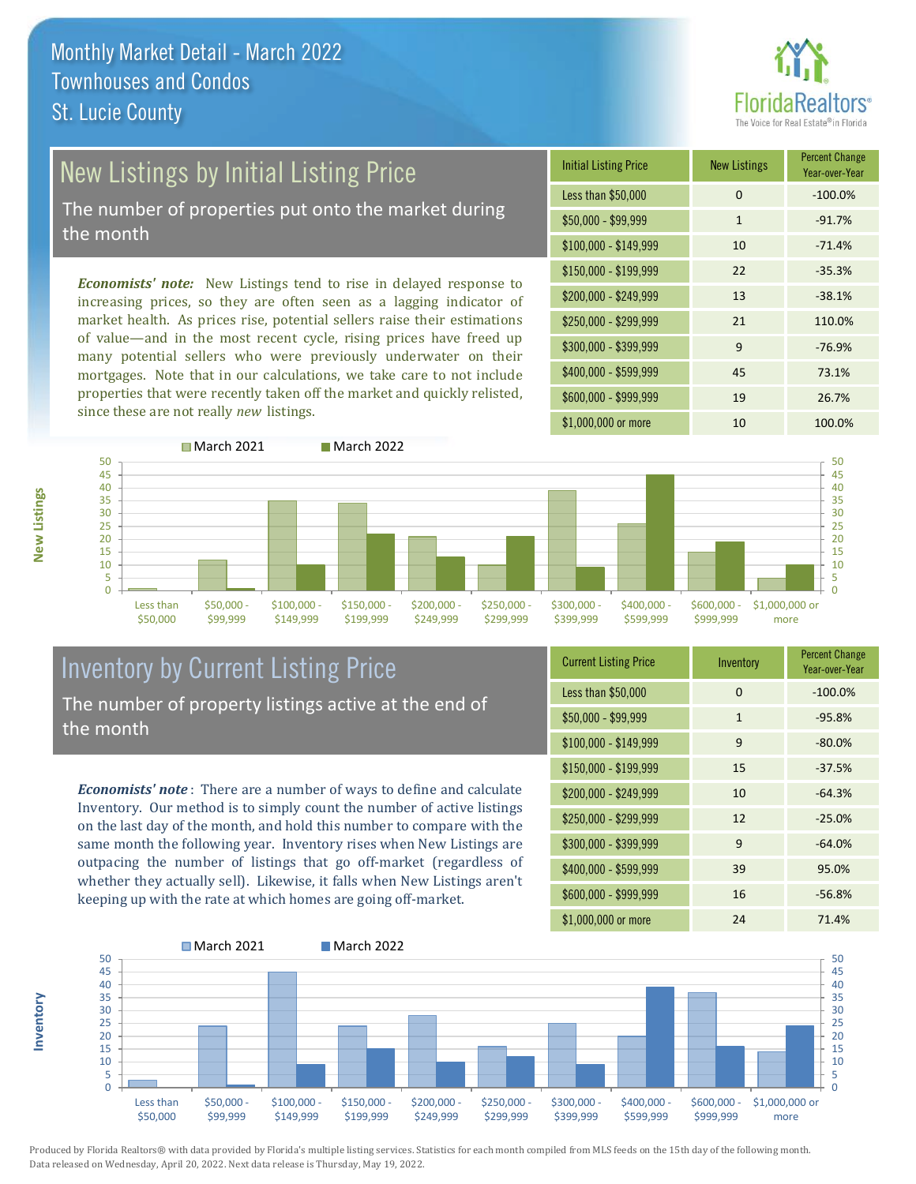# Monthly Market Detail - March 2022
## Townhouses and Condos
## St. Lucie County

## New Listings by Initial Listing Price

The number of properties put onto the market during the month

*Economists' note:* New Listings tend to rise in delayed response to increasing prices, so they are often seen as a lagging indicator of market health. As prices rise, potential sellers raise their estimations of value—and in the most recent cycle, rising prices have freed up many potential sellers who were previously underwater on their mortgages. Note that in our calculations, we take care to not include properties that were recently taken off the market and quickly relisted, since these are not really *new* listings.

| Initial Listing Price | New Listings | Percent Change Year-over-Year |
|---|---|---|
| Less than $50,000 | 0 | -100.0% |
| $50,000 - $99,999 | 1 | -91.7% |
| $100,000 - $149,999 | 10 | -71.4% |
| $150,000 - $199,999 | 22 | -35.3% |
| $200,000 - $249,999 | 13 | -38.1% |
| $250,000 - $299,999 | 21 | 110.0% |
| $300,000 - $399,999 | 9 | -76.9% |
| $400,000 - $599,999 | 45 | 73.1% |
| $600,000 - $999,999 | 19 | 26.7% |
| $1,000,000 or more | 10 | 100.0% |

## Inventory by Current Listing Price

The number of property listings active at the end of the month

*Economists' note* : There are a number of ways to define and calculate Inventory. Our method is to simply count the number of active listings on the last day of the month, and hold this number to compare with the same month the following year. Inventory rises when New Listings are outpacing the number of listings that go off-market (regardless of whether they actually sell). Likewise, it falls when New Listings aren't keeping up with the rate at which homes are going off-market.

| Current Listing Price | Inventory | Percent Change Year-over-Year |
|---|---|---|
| Less than $50,000 | 0 | -100.0% |
| $50,000 - $99,999 | 1 | -95.8% |
| $100,000 - $149,999 | 9 | -80.0% |
| $150,000 - $199,999 | 15 | -37.5% |
| $200,000 - $249,999 | 10 | -64.3% |
| $250,000 - $299,999 | 12 | -25.0% |
| $300,000 - $399,999 | 9 | -64.0% |
| $400,000 - $599,999 | 39 | 95.0% |
| $600,000 - $999,999 | 16 | -56.8% |
| $1,000,000 or more | 24 | 71.4% |

Produced by Florida Realtors® with data provided by Florida's multiple listing services. Statistics for each month compiled from MLS feeds on the 15th day of the following month. Data released on Wednesday, April 20, 2022. Next data release is Thursday, May 19, 2022.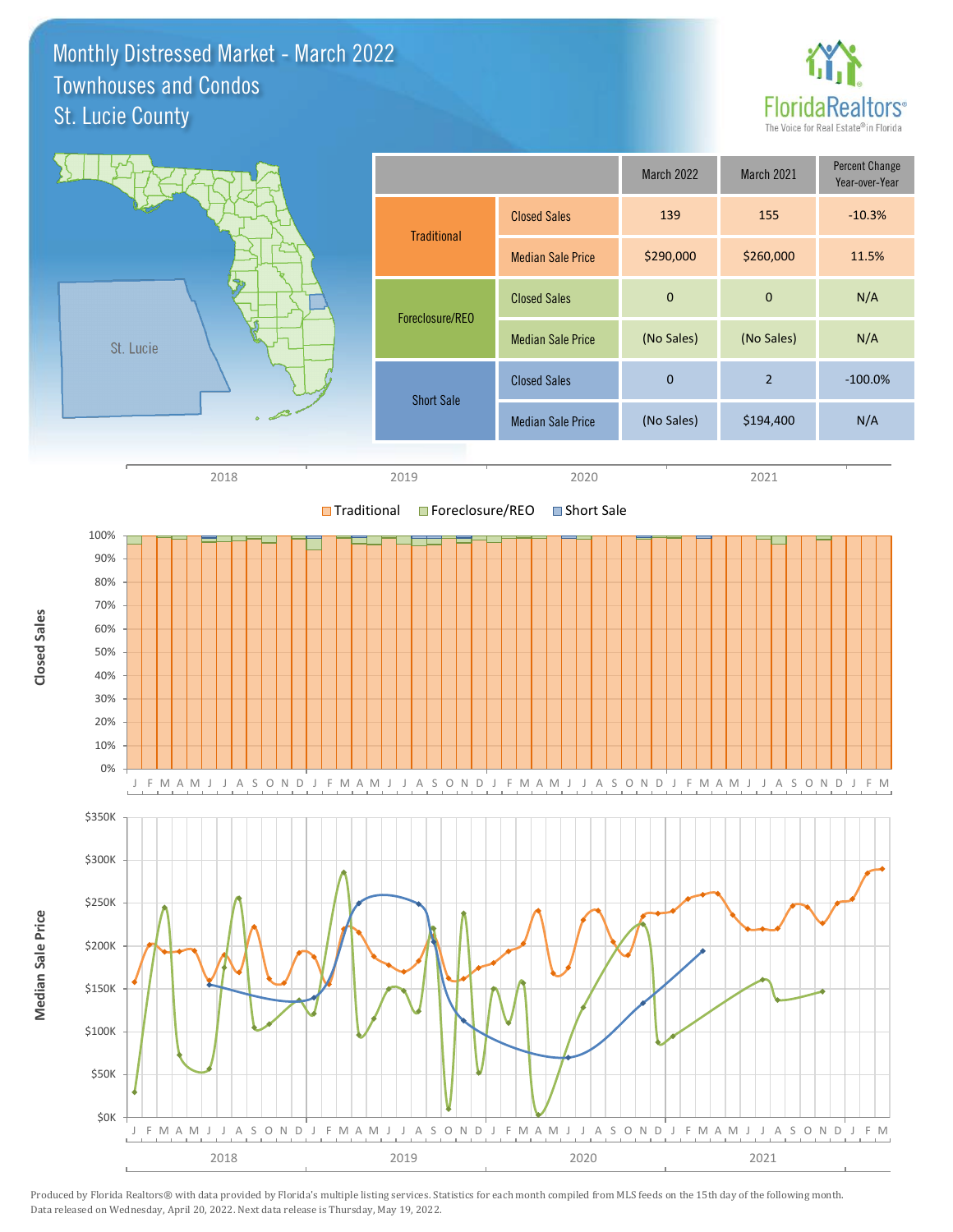# Monthly Distressed Market - March 2022
## Townhouses and Condos
## St. Lucie County

FloridaRealtors®
The Voice for Real Estate® in Florida

St. Lucie

| | | March 2022 | March 2021 | Percent Change Year-over-Year |
|---|---|---|---|---|
| Traditional | Closed Sales | 139 | 155 | -10.3% |
| | Median Sale Price | $290,000 | $260,000 | 11.5% |
| Foreclosure/REO | Closed Sales | 0 | 0 | N/A |
| | Median Sale Price | (No Sales) | (No Sales) | N/A |
| Short Sale | Closed Sales | 0 | 2 | -100.0% |
| | Median Sale Price | (No Sales) | $194,400 | N/A |

2018 2019 2020 2021

Traditional Foreclosure/REO Short Sale

Closed Sales

100% 90% 80% 70% 60% 50% 40% 30% 20% 10% 0%

J F M A M J J A S O N D J F M A M J J A S O N D J F M A M J J A S O N D J F M A M J J A S O N D J F M

Median Sale Price

$350K $300K $250K $200K $150K $100K $50K $0K

J F M A M J J A S O N D J F M A M J J A S O N D J F M A M J J A S O N D J F M A M J J A S O N D J F M

2018 2019 2020 2021

Produced by Florida Realtors® with data provided by Florida's multiple listing services. Statistics for each month compiled from MLS feeds on the 15th day of the following month. Data released on Wednesday, April 20, 2022. Next data release is Thursday, May 19, 2022.